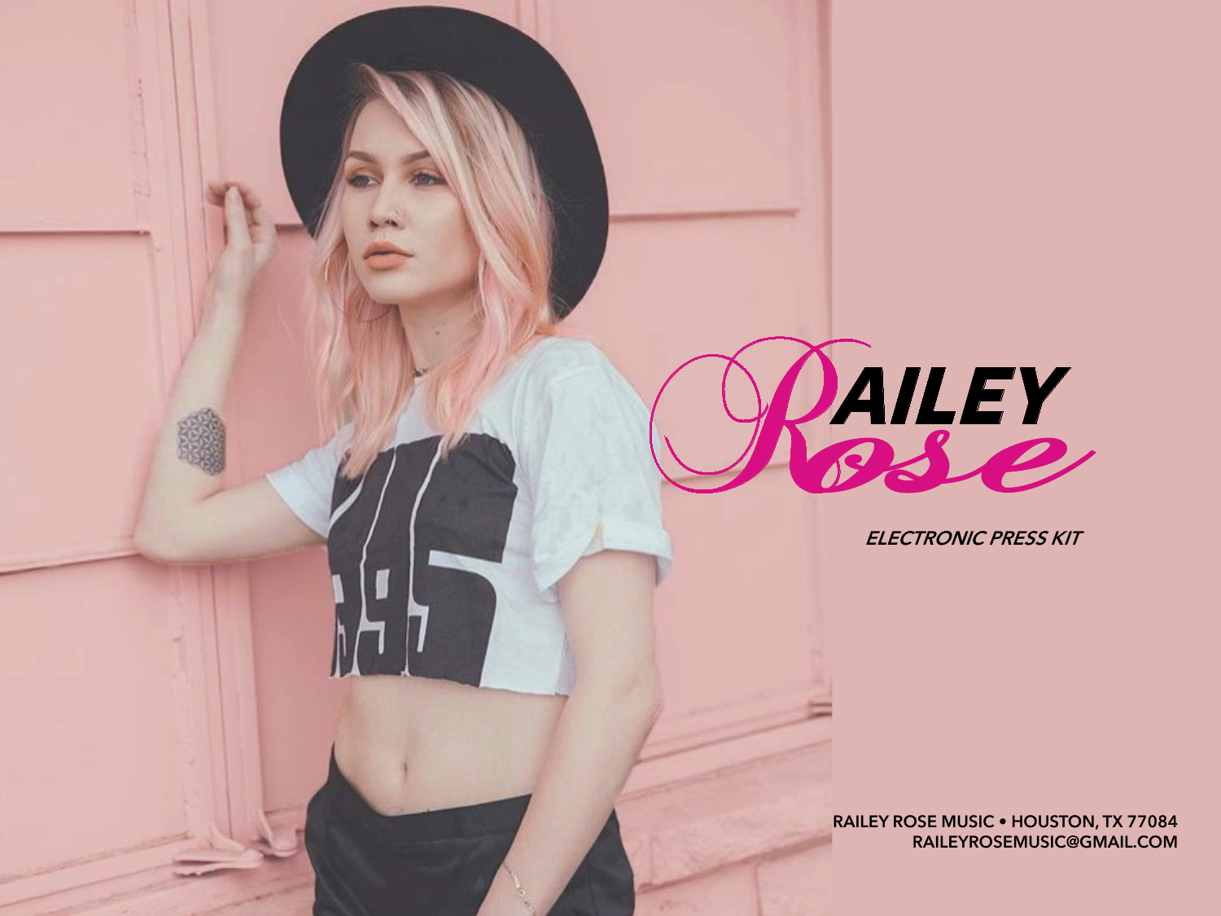# RAILEY Rose

*ELECTRONIC PRESS KIT*

**RAILEY ROSE MUSIC • HOUSTON, TX 77084**
**RAILEYROSEMUSIC@GMAIL.COM**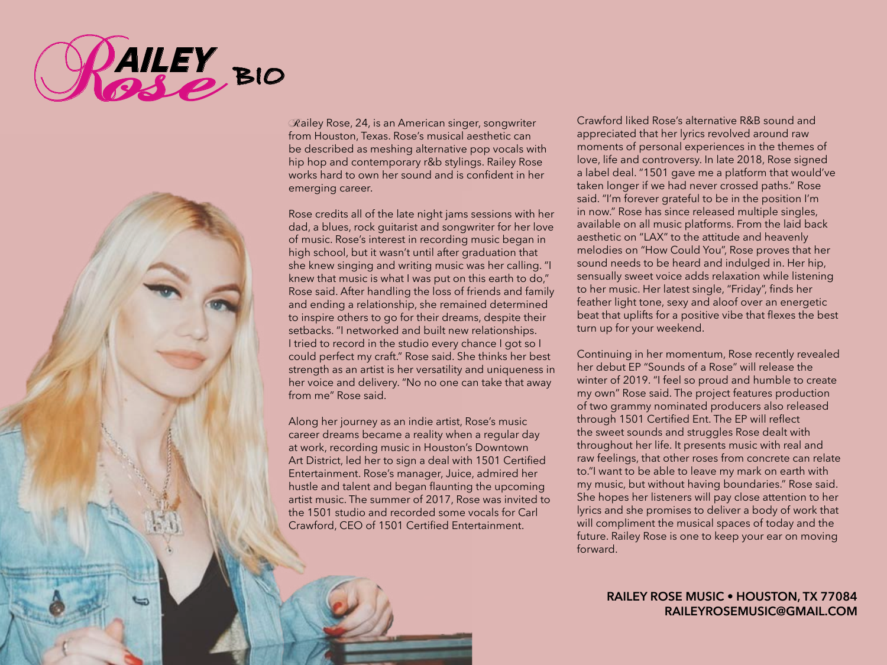# Railey Rose BIO

Railey Rose, 24, is an American singer, songwriter from Houston, Texas. Rose's musical aesthetic can be described as meshing alternative pop vocals with hip hop and contemporary r&b stylings. Railey Rose works hard to own her sound and is confident in her emerging career.

Rose credits all of the late night jams sessions with her dad, a blues, rock guitarist and songwriter for her love of music. Rose's interest in recording music began in high school, but it wasn't until after graduation that she knew singing and writing music was her calling. "I knew that music is what I was put on this earth to do," Rose said. After handling the loss of friends and family and ending a relationship, she remained determined to inspire others to go for their dreams, despite their setbacks. "I networked and built new relationships. I tried to record in the studio every chance I got so I could perfect my craft." Rose said. She thinks her best strength as an artist is her versatility and uniqueness in her voice and delivery. "No no one can take that away from me" Rose said.

Along her journey as an indie artist, Rose's music career dreams became a reality when a regular day at work, recording music in Houston's Downtown Art District, led her to sign a deal with 1501 Certified Entertainment. Rose's manager, Juice, admired her hustle and talent and began flaunting the upcoming artist music. The summer of 2017, Rose was invited to the 1501 studio and recorded some vocals for Carl Crawford, CEO of 1501 Certified Entertainment.

Crawford liked Rose's alternative R&B sound and appreciated that her lyrics revolved around raw moments of personal experiences in the themes of love, life and controversy. In late 2018, Rose signed a label deal. "1501 gave me a platform that would've taken longer if we had never crossed paths." Rose said. "I'm forever grateful to be in the position I'm in now." Rose has since released multiple singles, available on all music platforms. From the laid back aesthetic on "LAX" to the attitude and heavenly melodies on "How Could You", Rose proves that her sound needs to be heard and indulged in. Her hip, sensually sweet voice adds relaxation while listening to her music. Her latest single, "Friday", finds her feather light tone, sexy and aloof over an energetic beat that uplifts for a positive vibe that flexes the best turn up for your weekend.

Continuing in her momentum, Rose recently revealed her debut EP "Sounds of a Rose" will release the winter of 2019. "I feel so proud and humble to create my own" Rose said. The project features production of two grammy nominated producers also released through 1501 Certified Ent. The EP will reflect the sweet sounds and struggles Rose dealt with throughout her life. It presents music with real and raw feelings, that other roses from concrete can relate to."I want to be able to leave my mark on earth with my music, but without having boundaries." Rose said. She hopes her listeners will pay close attention to her lyrics and she promises to deliver a body of work that will compliment the musical spaces of today and the future. Railey Rose is one to keep your ear on moving forward.

**RAILEY ROSE MUSIC • HOUSTON, TX 77084**
**RAILEYROSEMUSIC@GMAIL.COM**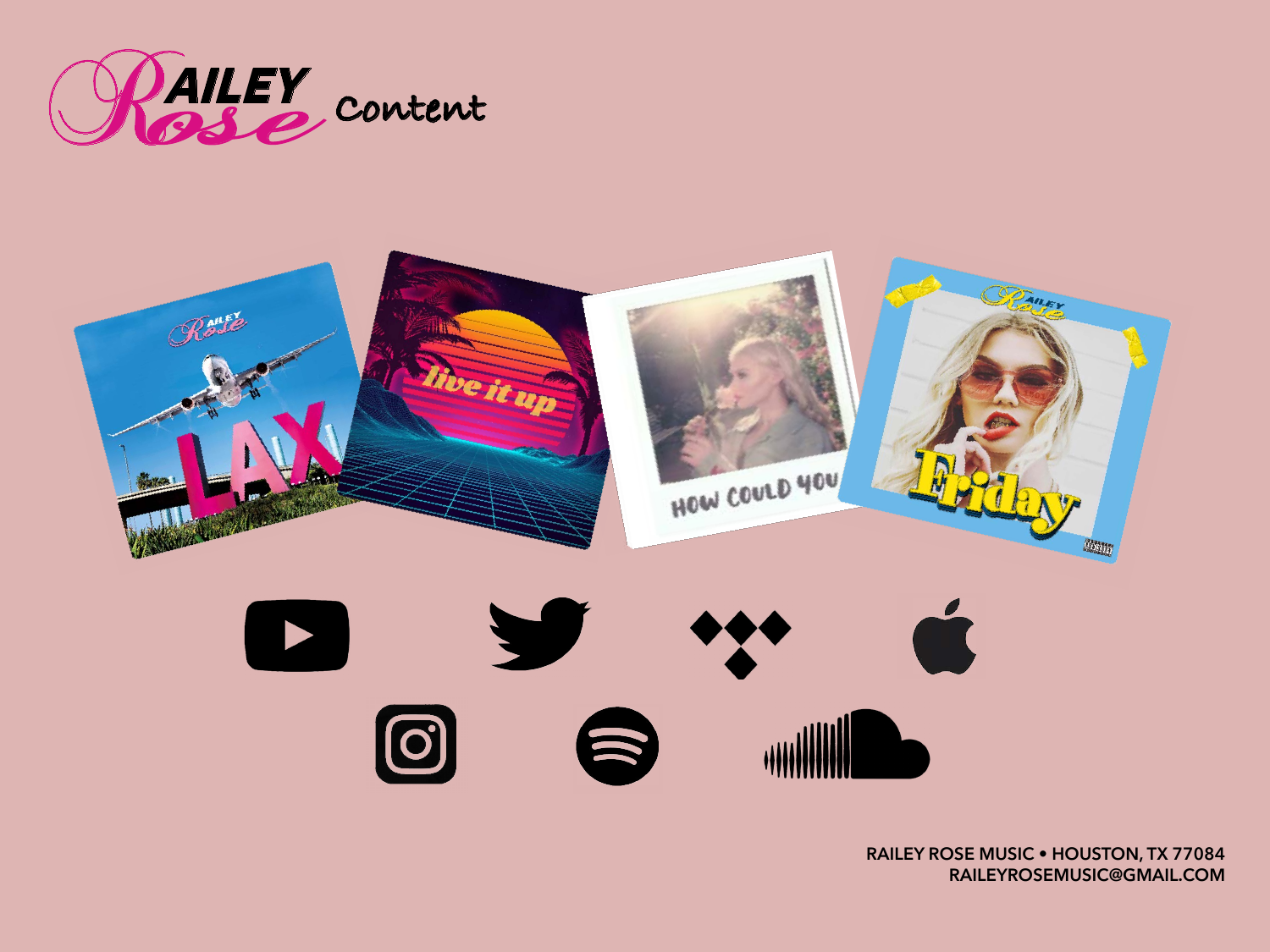# Railey Rose Content

RAILEY ROSE MUSIC • HOUSTON, TX 77084
RAILEYROSEMUSIC@GMAIL.COM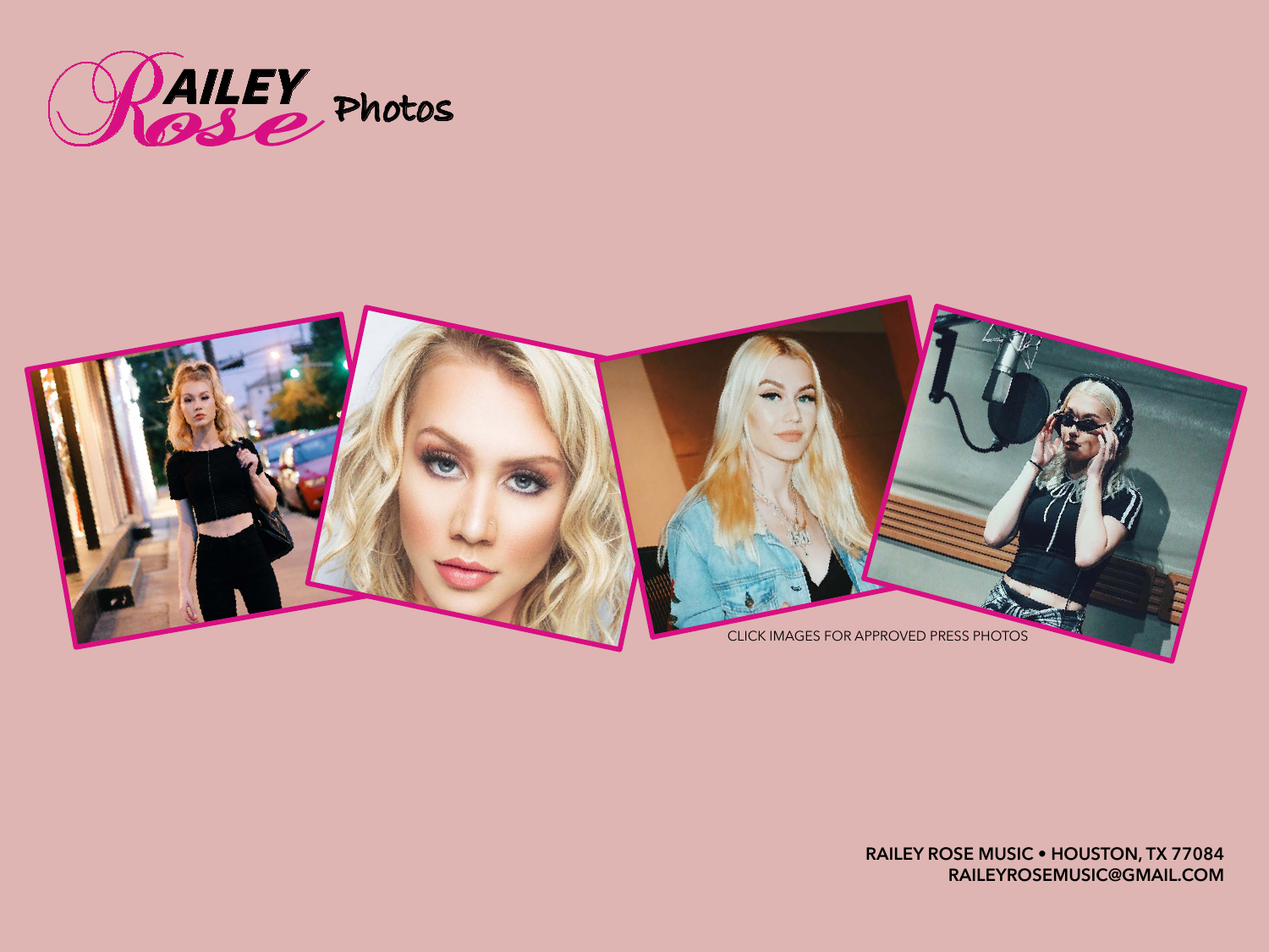# RAILEY Rose Photos

CLICK IMAGES FOR APPROVED PRESS PHOTOS

**RAILEY ROSE MUSIC • HOUSTON, TX 77084**
**RAILEYROSEMUSIC@GMAIL.COM**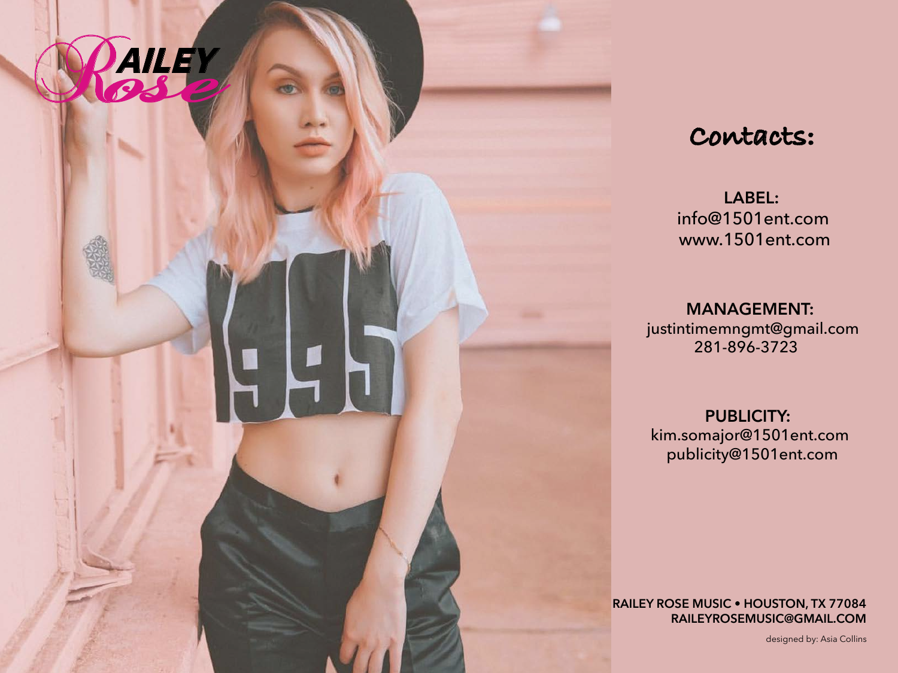RAILEY Rose

## Contacts:

**LABEL:**
info@1501ent.com
www.1501ent.com

**MANAGEMENT:**
justintimemngmt@gmail.com
281-896-3723

**PUBLICITY:**
kim.somajor@1501ent.com
publicity@1501ent.com

**RAILEY ROSE MUSIC • HOUSTON, TX 77084**
**RAILEYROSEMUSIC@GMAIL.COM**

designed by: Asia Collins